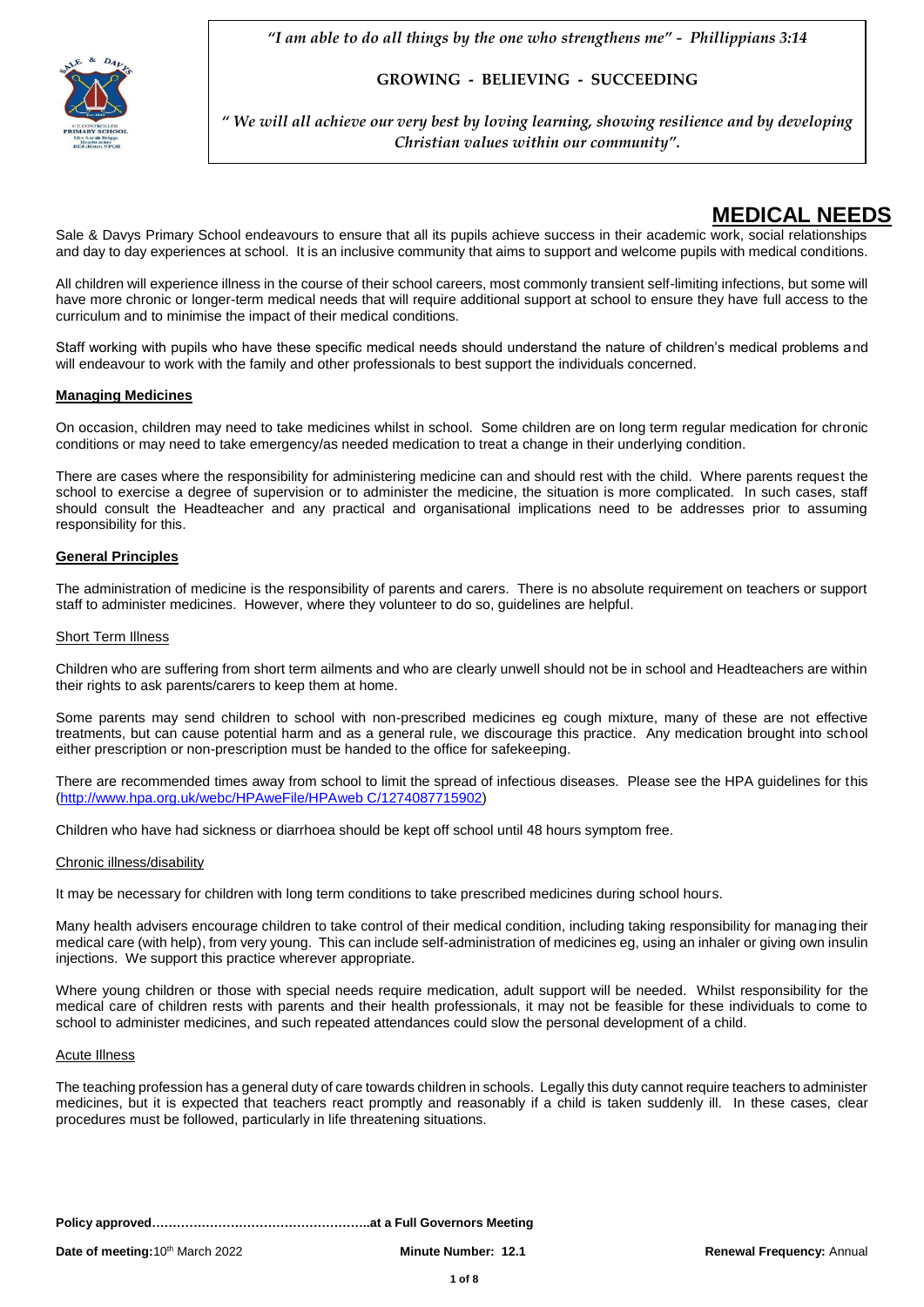*"I am able to do all things by the one who strengthens me" - Phillippians 3:14*

**GROWING - BELIEVING - SUCCEEDING**

*" We will all achieve our very best by loving learning, showing resilience and by developing Christian values within our community".*

# MEDICAL NEEDS

Sale & Davys Primary School endeavours to ensure that all its pupils achieve success in their academic work, social relationships and day to day experiences at school. It is an inclusive community that aims to support and welcome pupils with medical conditions.

All children will experience illness in the course of their school careers, most commonly transient self-limiting infections, but some will have more chronic or longer-term medical needs that will require additional support at school to ensure they have full access to the curriculum and to minimise the impact of their medical conditions.

Staff working with pupils who have these specific medical needs should understand the nature of children's medical problems and will endeavour to work with the family and other professionals to best support the individuals concerned.

## Managing Medicines

On occasion, children may need to take medicines whilst in school. Some children are on long term regular medication for chronic conditions or may need to take emergency/as needed medication to treat a change in their underlying condition.

There are cases where the responsibility for administering medicine can and should rest with the child. Where parents request the school to exercise a degree of supervision or to administer the medicine, the situation is more complicated. In such cases, staff should consult the Headteacher and any practical and organisational implications need to be addresses prior to assuming responsibility for this.

## General Principles

The administration of medicine is the responsibility of parents and carers. There is no absolute requirement on teachers or support staff to administer medicines. However, where they volunteer to do so, guidelines are helpful.

### Short Term Illness

Children who are suffering from short term ailments and who are clearly unwell should not be in school and Headteachers are within their rights to ask parents/carers to keep them at home.

Some parents may send children to school with non-prescribed medicines eg cough mixture, many of these are not effective treatments, but can cause potential harm and as a general rule, we discourage this practice. Any medication brought into school either prescription or non-prescription must be handed to the office for safekeeping.

There are recommended times away from school to limit the spread of infectious diseases. Please see the HPA guidelines for this (http://www.hpa.org.uk/webc/HPAweFile/HPAweb C/1274087715902)

Children who have had sickness or diarrhoea should be kept off school until 48 hours symptom free.

### Chronic illness/disability

It may be necessary for children with long term conditions to take prescribed medicines during school hours.

Many health advisers encourage children to take control of their medical condition, including taking responsibility for managing their medical care (with help), from very young. This can include self-administration of medicines eg, using an inhaler or giving own insulin injections. We support this practice wherever appropriate.

Where young children or those with special needs require medication, adult support will be needed. Whilst responsibility for the medical care of children rests with parents and their health professionals, it may not be feasible for these individuals to come to school to administer medicines, and such repeated attendances could slow the personal development of a child.

### Acute Illness

The teaching profession has a general duty of care towards children in schools. Legally this duty cannot require teachers to administer medicines, but it is expected that teachers react promptly and reasonably if a child is taken suddenly ill. In these cases, clear procedures must be followed, particularly in life threatening situations.

**Policy approved……………………………………………..at a Full Governors Meeting**

**Date of meeting:** 10th March 2022 **Minute Number: 12.1** **Renewal Frequency:** Annual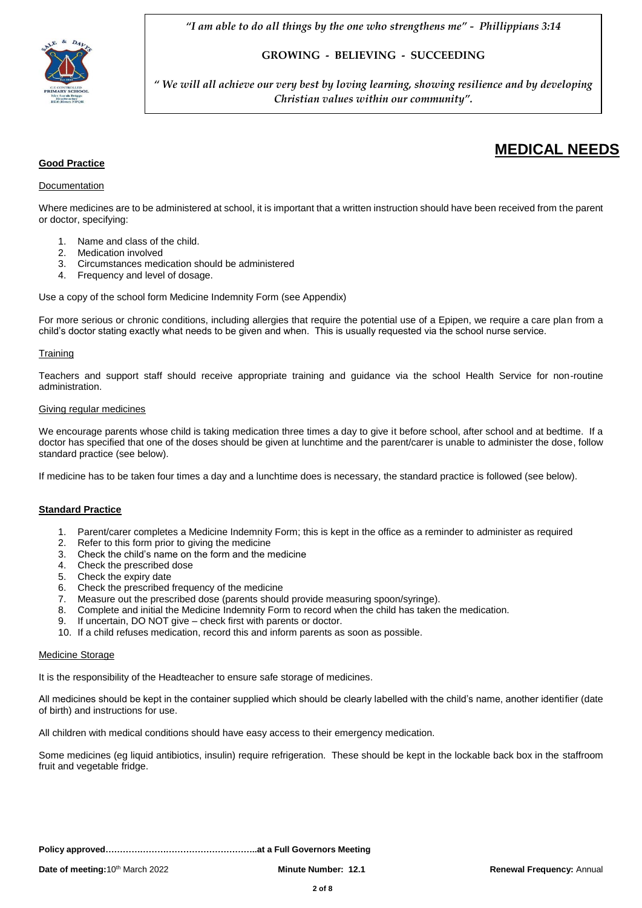# MEDICAL NEEDS

**Good Practice**

Documentation

Where medicines are to be administered at school, it is important that a written instruction should have been received from the parent or doctor, specifying:

1. Name and class of the child.
2. Medication involved
3. Circumstances medication should be administered
4. Frequency and level of dosage.

Use a copy of the school form Medicine Indemnity Form (see Appendix)

For more serious or chronic conditions, including allergies that require the potential use of a Epipen, we require a care plan from a child's doctor stating exactly what needs to be given and when. This is usually requested via the school nurse service.

Training

Teachers and support staff should receive appropriate training and guidance via the school Health Service for non-routine administration.

Giving regular medicines

We encourage parents whose child is taking medication three times a day to give it before school, after school and at bedtime. If a doctor has specified that one of the doses should be given at lunchtime and the parent/carer is unable to administer the dose, follow standard practice (see below).

If medicine has to be taken four times a day and a lunchtime does is necessary, the standard practice is followed (see below).

**Standard Practice**

1. Parent/carer completes a Medicine Indemnity Form; this is kept in the office as a reminder to administer as required
2. Refer to this form prior to giving the medicine
3. Check the child's name on the form and the medicine
4. Check the prescribed dose
5. Check the expiry date
6. Check the prescribed frequency of the medicine
7. Measure out the prescribed dose (parents should provide measuring spoon/syringe).
8. Complete and initial the Medicine Indemnity Form to record when the child has taken the medication.
9. If uncertain, DO NOT give – check first with parents or doctor.
10. If a child refuses medication, record this and inform parents as soon as possible.

Medicine Storage

It is the responsibility of the Headteacher to ensure safe storage of medicines.

All medicines should be kept in the container supplied which should be clearly labelled with the child's name, another identifier (date of birth) and instructions for use.

All children with medical conditions should have easy access to their emergency medication.

Some medicines (eg liquid antibiotics, insulin) require refrigeration. These should be kept in the lockable back box in the staffroom fruit and vegetable fridge.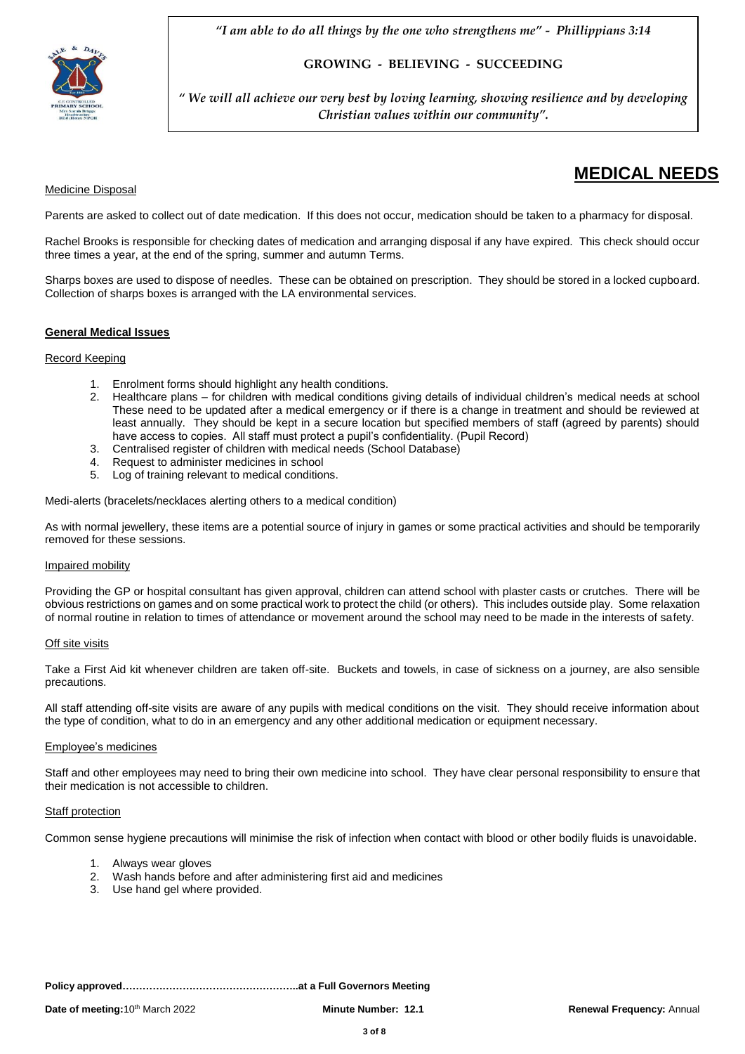## MEDICAL NEEDS

Medicine Disposal

Parents are asked to collect out of date medication. If this does not occur, medication should be taken to a pharmacy for disposal.

Rachel Brooks is responsible for checking dates of medication and arranging disposal if any have expired. This check should occur three times a year, at the end of the spring, summer and autumn Terms.

Sharps boxes are used to dispose of needles. These can be obtained on prescription. They should be stored in a locked cupboard. Collection of sharps boxes is arranged with the LA environmental services.

**General Medical Issues**

Record Keeping

1. Enrolment forms should highlight any health conditions.
2. Healthcare plans – for children with medical conditions giving details of individual children's medical needs at school These need to be updated after a medical emergency or if there is a change in treatment and should be reviewed at least annually. They should be kept in a secure location but specified members of staff (agreed by parents) should have access to copies. All staff must protect a pupil's confidentiality. (Pupil Record)
3. Centralised register of children with medical needs (School Database)
4. Request to administer medicines in school
5. Log of training relevant to medical conditions.

Medi-alerts (bracelets/necklaces alerting others to a medical condition)

As with normal jewellery, these items are a potential source of injury in games or some practical activities and should be temporarily removed for these sessions.

Impaired mobility

Providing the GP or hospital consultant has given approval, children can attend school with plaster casts or crutches. There will be obvious restrictions on games and on some practical work to protect the child (or others). This includes outside play. Some relaxation of normal routine in relation to times of attendance or movement around the school may need to be made in the interests of safety.

Off site visits

Take a First Aid kit whenever children are taken off-site. Buckets and towels, in case of sickness on a journey, are also sensible precautions.

All staff attending off-site visits are aware of any pupils with medical conditions on the visit. They should receive information about the type of condition, what to do in an emergency and any other additional medication or equipment necessary.

Employee's medicines

Staff and other employees may need to bring their own medicine into school. They have clear personal responsibility to ensure that their medication is not accessible to children.

Staff protection

Common sense hygiene precautions will minimise the risk of infection when contact with blood or other bodily fluids is unavoidable.

1. Always wear gloves
2. Wash hands before and after administering first aid and medicines
3. Use hand gel where provided.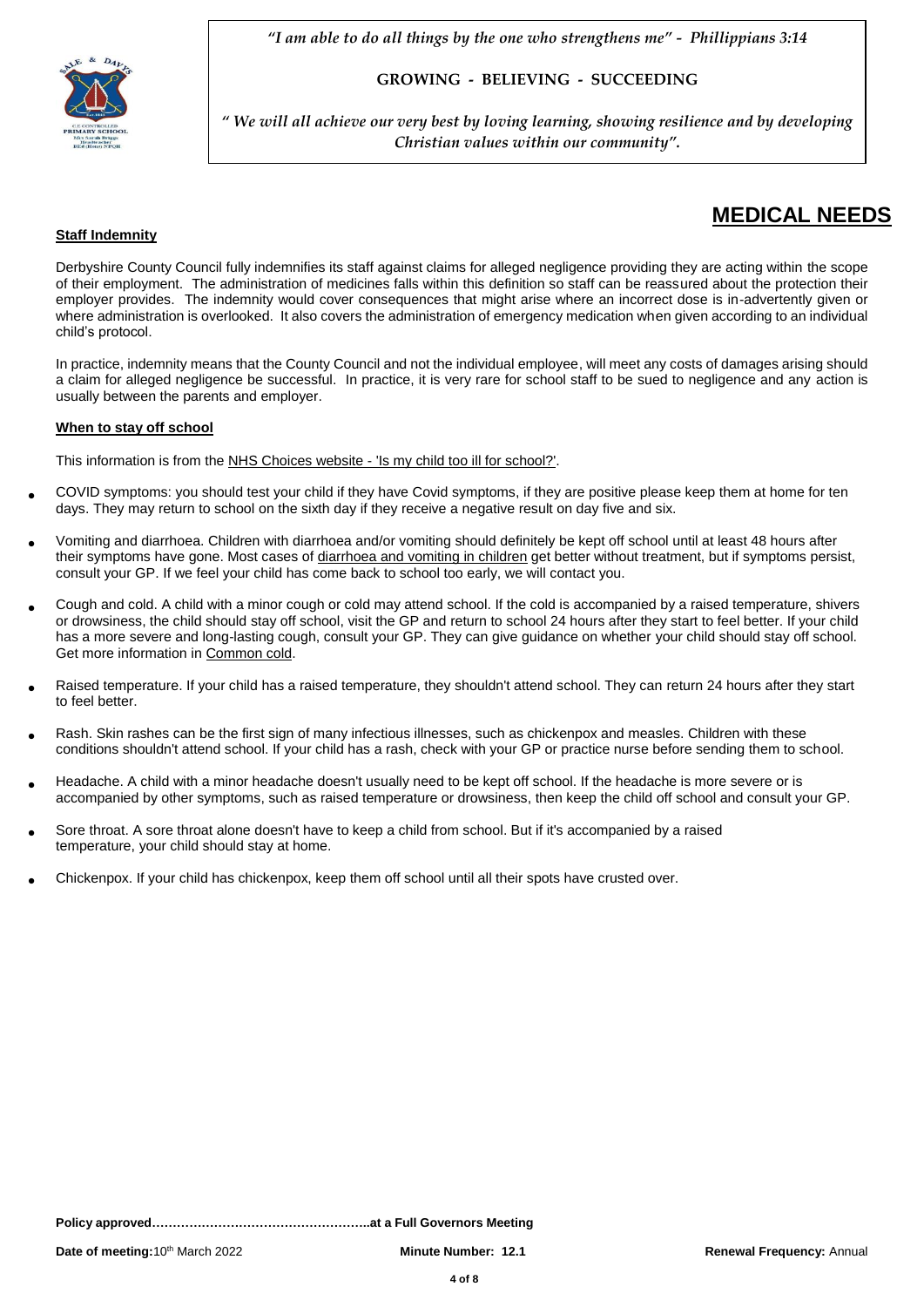## MEDICAL NEEDS

**Staff Indemnity**

Derbyshire County Council fully indemnifies its staff against claims for alleged negligence providing they are acting within the scope of their employment. The administration of medicines falls within this definition so staff can be reassured about the protection their employer provides. The indemnity would cover consequences that might arise where an incorrect dose is in-advertently given or where administration is overlooked. It also covers the administration of emergency medication when given according to an individual child's protocol.

In practice, indemnity means that the County Council and not the individual employee, will meet any costs of damages arising should a claim for alleged negligence be successful. In practice, it is very rare for school staff to be sued to negligence and any action is usually between the parents and employer.

**When to stay off school**

This information is from the NHS Choices website - 'Is my child too ill for school?'.

- COVID symptoms: you should test your child if they have Covid symptoms, if they are positive please keep them at home for ten days. They may return to school on the sixth day if they receive a negative result on day five and six.
- Vomiting and diarrhoea. Children with diarrhoea and/or vomiting should definitely be kept off school until at least 48 hours after their symptoms have gone. Most cases of diarrhoea and vomiting in children get better without treatment, but if symptoms persist, consult your GP. If we feel your child has come back to school too early, we will contact you.
- Cough and cold. A child with a minor cough or cold may attend school. If the cold is accompanied by a raised temperature, shivers or drowsiness, the child should stay off school, visit the GP and return to school 24 hours after they start to feel better. If your child has a more severe and long-lasting cough, consult your GP. They can give guidance on whether your child should stay off school. Get more information in Common cold.
- Raised temperature. If your child has a raised temperature, they shouldn't attend school. They can return 24 hours after they start to feel better.
- Rash. Skin rashes can be the first sign of many infectious illnesses, such as chickenpox and measles. Children with these conditions shouldn't attend school. If your child has a rash, check with your GP or practice nurse before sending them to school.
- Headache. A child with a minor headache doesn't usually need to be kept off school. If the headache is more severe or is accompanied by other symptoms, such as raised temperature or drowsiness, then keep the child off school and consult your GP.
- Sore throat. A sore throat alone doesn't have to keep a child from school. But if it's accompanied by a raised temperature, your child should stay at home.
- Chickenpox. If your child has chickenpox, keep them off school until all their spots have crusted over.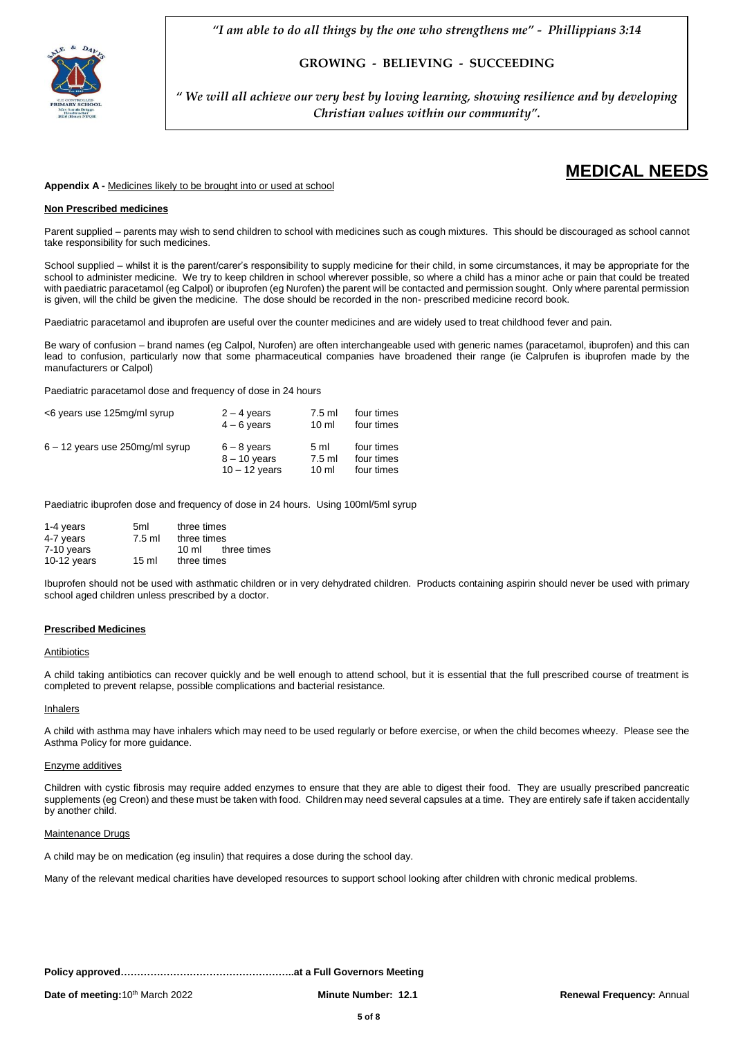# MEDICAL NEEDS

**Appendix A -** Medicines likely to be brought into or used at school

## Non Prescribed medicines

Parent supplied – parents may wish to send children to school with medicines such as cough mixtures. This should be discouraged as school cannot take responsibility for such medicines.

School supplied – whilst it is the parent/carer's responsibility to supply medicine for their child, in some circumstances, it may be appropriate for the school to administer medicine. We try to keep children in school wherever possible, so where a child has a minor ache or pain that could be treated with paediatric paracetamol (eg Calpol) or ibuprofen (eg Nurofen) the parent will be contacted and permission sought. Only where parental permission is given, will the child be given the medicine. The dose should be recorded in the non- prescribed medicine record book.

Paediatric paracetamol and ibuprofen are useful over the counter medicines and are widely used to treat childhood fever and pain.

Be wary of confusion – brand names (eg Calpol, Nurofen) are often interchangeable used with generic names (paracetamol, ibuprofen) and this can lead to confusion, particularly now that some pharmaceutical companies have broadened their range (ie Calprufen is ibuprofen made by the manufacturers or Calpol)

Paediatric paracetamol dose and frequency of dose in 24 hours

| | | | |
|---|---|---|---|
| <6 years use 125mg/ml syrup | 2 – 4 years | 7.5 ml | four times |
| | 4 – 6 years | 10 ml | four times |
| 6 – 12 years use 250mg/ml syrup | 6 – 8 years | 5 ml | four times |
| | 8 – 10 years | 7.5 ml | four times |
| | 10 – 12 years | 10 ml | four times |

Paediatric ibuprofen dose and frequency of dose in 24 hours. Using 100ml/5ml syrup

| | | |
|---|---|---|
| 1-4 years | 5ml | three times |
| 4-7 years | 7.5 ml | three times |
| 7-10 years | 10 ml | three times |
| 10-12 years | 15 ml | three times |

Ibuprofen should not be used with asthmatic children or in very dehydrated children. Products containing aspirin should never be used with primary school aged children unless prescribed by a doctor.

## Prescribed Medicines

### Antibiotics

A child taking antibiotics can recover quickly and be well enough to attend school, but it is essential that the full prescribed course of treatment is completed to prevent relapse, possible complications and bacterial resistance.

### Inhalers

A child with asthma may have inhalers which may need to be used regularly or before exercise, or when the child becomes wheezy. Please see the Asthma Policy for more guidance.

### Enzyme additives

Children with cystic fibrosis may require added enzymes to ensure that they are able to digest their food. They are usually prescribed pancreatic supplements (eg Creon) and these must be taken with food. Children may need several capsules at a time. They are entirely safe if taken accidentally by another child.

### Maintenance Drugs

A child may be on medication (eg insulin) that requires a dose during the school day.

Many of the relevant medical charities have developed resources to support school looking after children with chronic medical problems.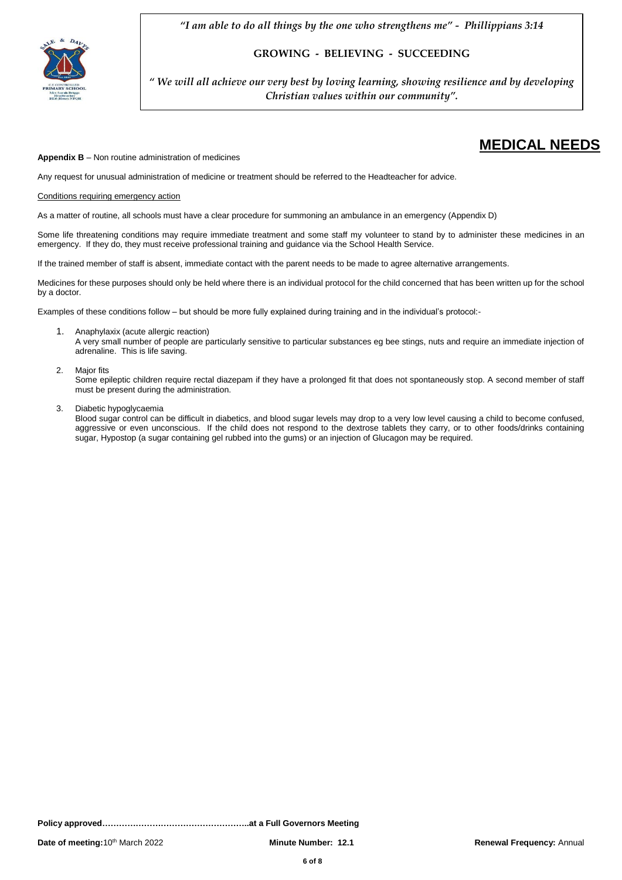# MEDICAL NEEDS

**Appendix B** – Non routine administration of medicines

Any request for unusual administration of medicine or treatment should be referred to the Headteacher for advice.

Conditions requiring emergency action

As a matter of routine, all schools must have a clear procedure for summoning an ambulance in an emergency (Appendix D)

Some life threatening conditions may require immediate treatment and some staff my volunteer to stand by to administer these medicines in an emergency. If they do, they must receive professional training and guidance via the School Health Service.

If the trained member of staff is absent, immediate contact with the parent needs to be made to agree alternative arrangements.

Medicines for these purposes should only be held where there is an individual protocol for the child concerned that has been written up for the school by a doctor.

Examples of these conditions follow – but should be more fully explained during training and in the individual's protocol:-

1. Anaphylaxix (acute allergic reaction)
   A very small number of people are particularly sensitive to particular substances eg bee stings, nuts and require an immediate injection of adrenaline. This is life saving.

2. Major fits
   Some epileptic children require rectal diazepam if they have a prolonged fit that does not spontaneously stop. A second member of staff must be present during the administration.

3. Diabetic hypoglycaemia
   Blood sugar control can be difficult in diabetics, and blood sugar levels may drop to a very low level causing a child to become confused, aggressive or even unconscious. If the child does not respond to the dextrose tablets they carry, or to other foods/drinks containing sugar, Hypostop (a sugar containing gel rubbed into the gums) or an injection of Glucagon may be required.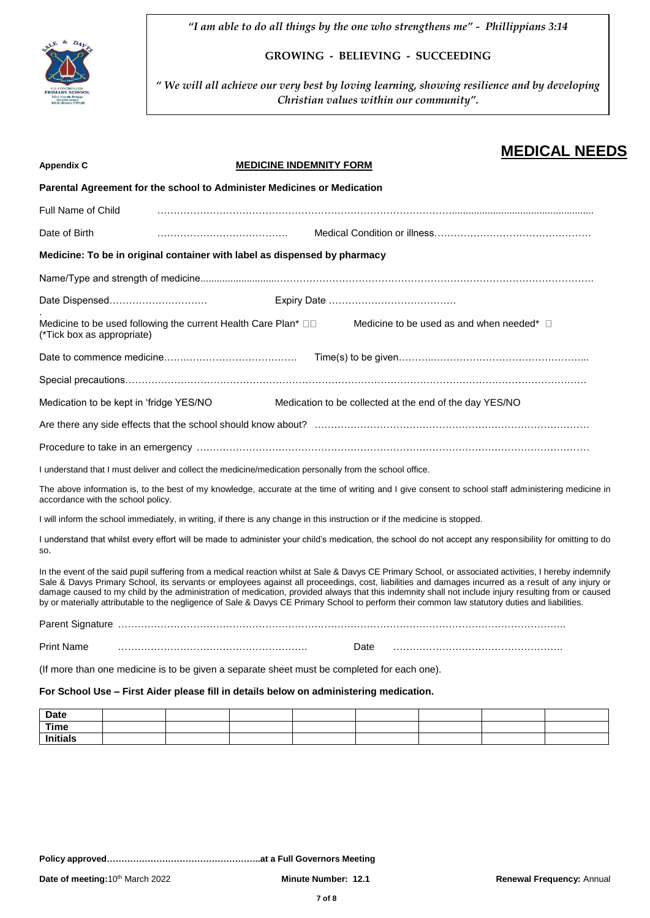*"I am able to do all things by the one who strengthens me" - Phillippians 3:14*

**GROWING - BELIEVING - SUCCEEDING**

*" We will all achieve our very best by loving learning, showing resilience and by developing Christian values within our community".*

# MEDICAL NEEDS

**Appendix C**

## MEDICINE INDEMNITY FORM

**Parental Agreement for the school to Administer Medicines or Medication**

Full Name of Child ……………………………………………………………………………………………………………

Date of Birth …………………………………. Medical Condition or illness…………………………………………

**Medicine: To be in original container with label as dispensed by pharmacy**

Name/Type and strength of medicine………………………………………………………………………………………

Date Dispensed………………………… Expiry Date …………………………………

Medicine to be used following the current Health Care Plan* ☐☐ Medicine to be used as and when needed* ☐
(*Tick box as appropriate)

Date to commence medicine………………………………… Time(s) to be given…………………………………………...

Special precautions……………………………………………………………………………………………………………

Medication to be kept in 'fridge YES/NO Medication to be collected at the end of the day YES/NO

Are there any side effects that the school should know about? …………………………………………………………………

Procedure to take in an emergency ……………………………………………………………………………………………

I understand that I must deliver and collect the medicine/medication personally from the school office.

The above information is, to the best of my knowledge, accurate at the time of writing and I give consent to school staff administering medicine in accordance with the school policy.

I will inform the school immediately, in writing, if there is any change in this instruction or if the medicine is stopped.

I understand that whilst every effort will be made to administer your child's medication, the school do not accept any responsibility for omitting to do so.

In the event of the said pupil suffering from a medical reaction whilst at Sale & Davys CE Primary School, or associated activities, I hereby indemnify Sale & Davys Primary School, its servants or employees against all proceedings, cost, liabilities and damages incurred as a result of any injury or damage caused to my child by the administration of medication, provided always that this indemnity shall not include injury resulting from or caused by or materially attributable to the negligence of Sale & Davys CE Primary School to perform their common law statutory duties and liabilities.

Parent Signature ………………………………………………………………………………………………………………..

Print Name ………………………………………………… Date ……………………………………………

(If more than one medicine is to be given a separate sheet must be completed for each one).

**For School Use – First Aider please fill in details below on administering medication.**

| **Date** | | | | | | | | |
|---|---|---|---|---|---|---|---|---|
| **Time** | | | | | | | | |
| **Initials** | | | | | | | | |

**Policy approved……………………………………………..at a Full Governors Meeting**

**Date of meeting:** 10th March 2022 **Minute Number: 12.1** **Renewal Frequency:** Annual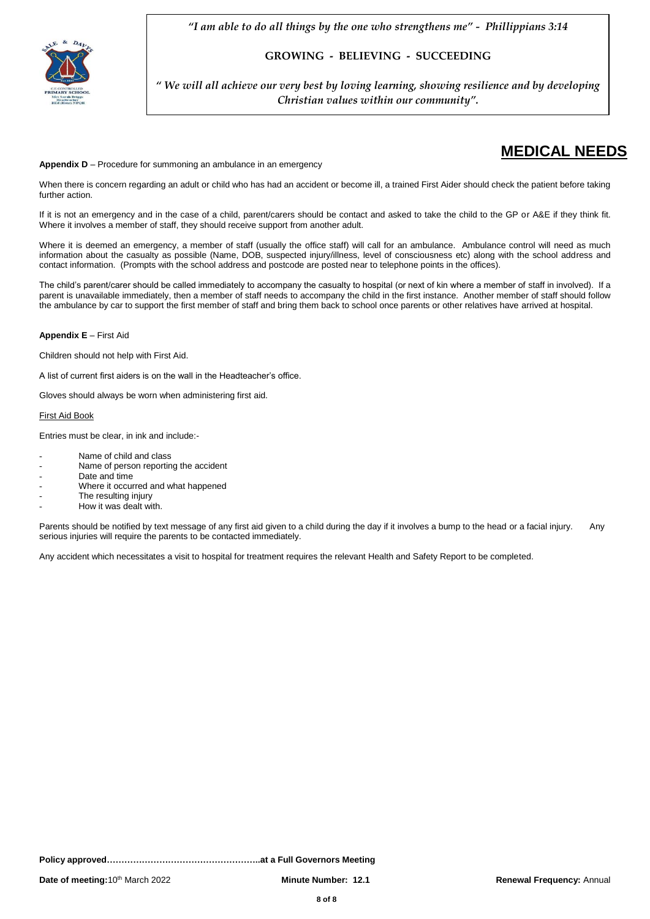# MEDICAL NEEDS

**Appendix D** – Procedure for summoning an ambulance in an emergency

When there is concern regarding an adult or child who has had an accident or become ill, a trained First Aider should check the patient before taking further action.

If it is not an emergency and in the case of a child, parent/carers should be contact and asked to take the child to the GP or A&E if they think fit. Where it involves a member of staff, they should receive support from another adult.

Where it is deemed an emergency, a member of staff (usually the office staff) will call for an ambulance. Ambulance control will need as much information about the casualty as possible (Name, DOB, suspected injury/illness, level of consciousness etc) along with the school address and contact information. (Prompts with the school address and postcode are posted near to telephone points in the offices).

The child's parent/carer should be called immediately to accompany the casualty to hospital (or next of kin where a member of staff in involved). If a parent is unavailable immediately, then a member of staff needs to accompany the child in the first instance. Another member of staff should follow the ambulance by car to support the first member of staff and bring them back to school once parents or other relatives have arrived at hospital.

**Appendix E** – First Aid

Children should not help with First Aid.

A list of current first aiders is on the wall in the Headteacher's office.

Gloves should always be worn when administering first aid.

First Aid Book

Entries must be clear, in ink and include:-

- Name of child and class
- Name of person reporting the accident
- Date and time
- Where it occurred and what happened
- The resulting injury
- How it was dealt with.

Parents should be notified by text message of any first aid given to a child during the day if it involves a bump to the head or a facial injury. Any serious injuries will require the parents to be contacted immediately.

Any accident which necessitates a visit to hospital for treatment requires the relevant Health and Safety Report to be completed.

**Policy approved……………………………………………..at a Full Governors Meeting**

**Date of meeting:** 10th March 2022 **Minute Number: 12.1** **Renewal Frequency:** Annual